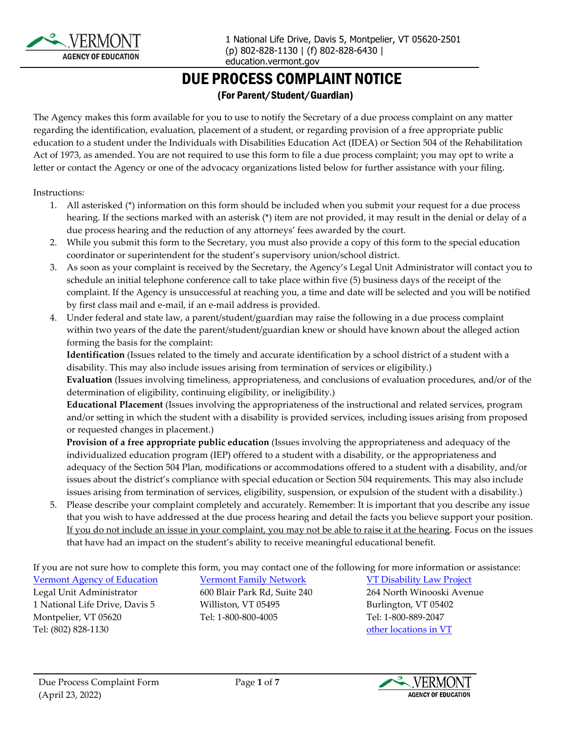1 National Life Drive, Davis 5, Montpelier, VT 05620-2501
(p) 802-828-1130 | (f) 802-828-6430 |
education.vermont.gov

# DUE PROCESS COMPLAINT NOTICE

## (For Parent/Student/Guardian)

The Agency makes this form available for you to use to notify the Secretary of a due process complaint on any matter regarding the identification, evaluation, placement of a student, or regarding provision of a free appropriate public education to a student under the Individuals with Disabilities Education Act (IDEA) or Section 504 of the Rehabilitation Act of 1973, as amended. You are not required to use this form to file a due process complaint; you may opt to write a letter or contact the Agency or one of the advocacy organizations listed below for further assistance with your filing.

Instructions:

1. All asterisked (*) information on this form should be included when you submit your request for a due process hearing. If the sections marked with an asterisk (*) item are not provided, it may result in the denial or delay of a due process hearing and the reduction of any attorneys' fees awarded by the court.
2. While you submit this form to the Secretary, you must also provide a copy of this form to the special education coordinator or superintendent for the student's supervisory union/school district.
3. As soon as your complaint is received by the Secretary, the Agency's Legal Unit Administrator will contact you to schedule an initial telephone conference call to take place within five (5) business days of the receipt of the complaint. If the Agency is unsuccessful at reaching you, a time and date will be selected and you will be notified by first class mail and e-mail, if an e-mail address is provided.
4. Under federal and state law, a parent/student/guardian may raise the following in a due process complaint within two years of the date the parent/student/guardian knew or should have known about the alleged action forming the basis for the complaint:
   **Identification** (Issues related to the timely and accurate identification by a school district of a student with a disability. This may also include issues arising from termination of services or eligibility.)
   **Evaluation** (Issues involving timeliness, appropriateness, and conclusions of evaluation procedures, and/or of the determination of eligibility, continuing eligibility, or ineligibility.)
   **Educational Placement** (Issues involving the appropriateness of the instructional and related services, program and/or setting in which the student with a disability is provided services, including issues arising from proposed or requested changes in placement.)
   **Provision of a free appropriate public education** (Issues involving the appropriateness and adequacy of the individualized education program (IEP) offered to a student with a disability, or the appropriateness and adequacy of the Section 504 Plan, modifications or accommodations offered to a student with a disability, and/or issues about the district's compliance with special education or Section 504 requirements. This may also include issues arising from termination of services, eligibility, suspension, or expulsion of the student with a disability.)
5. Please describe your complaint completely and accurately. Remember: It is important that you describe any issue that you wish to have addressed at the due process hearing and detail the facts you believe support your position. <u>If you do not include an issue in your complaint, you may not be able to raise it at the hearing</u>. Focus on the issues that have had an impact on the student's ability to receive meaningful educational benefit.

If you are not sure how to complete this form, you may contact one of the following for more information or assistance:

Vermont Agency of Education
Legal Unit Administrator
1 National Life Drive, Davis 5
Montpelier, VT 05620
Tel: (802) 828-1130

Vermont Family Network
600 Blair Park Rd, Suite 240
Williston, VT 05495
Tel: 1-800-800-4005

VT Disability Law Project
264 North Winooski Avenue
Burlington, VT 05402
Tel: 1-800-889-2047
other locations in VT

Due Process Complaint Form
(April 23, 2022)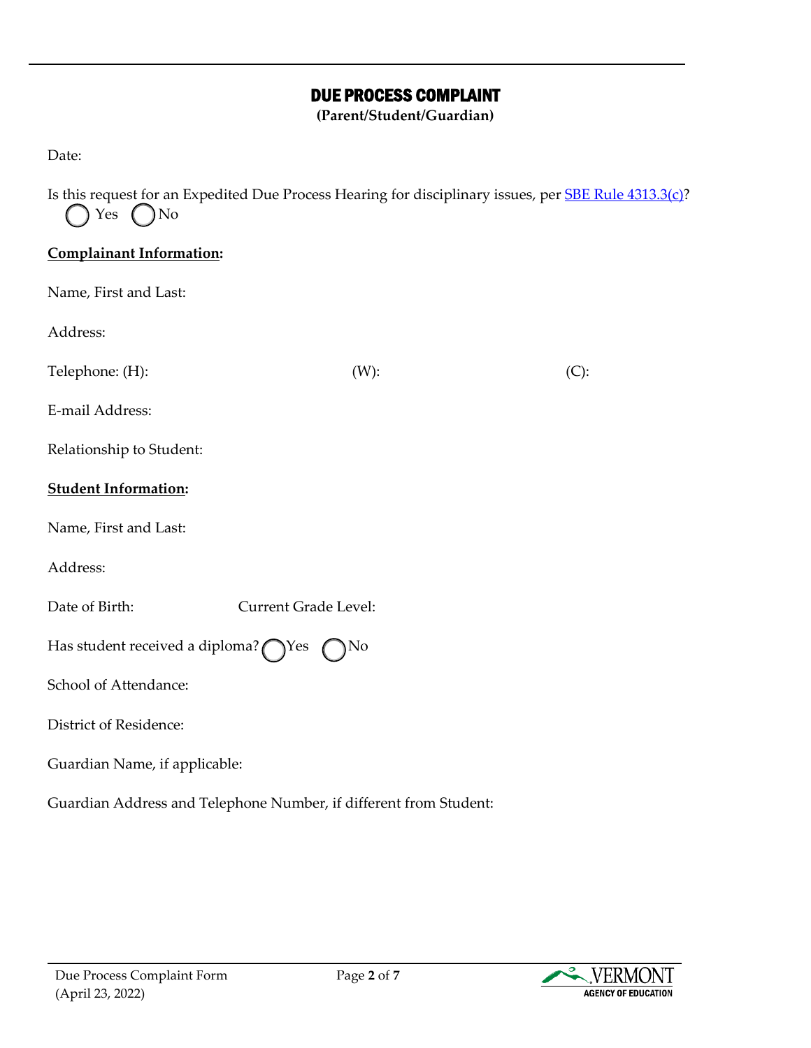# DUE PROCESS COMPLAINT

**(Parent/Student/Guardian)**

Date:

Is this request for an Expedited Due Process Hearing for disciplinary issues, per SBE Rule 4313.3(c)?
◯ Yes ◯ No

**Complainant Information:**

Name, First and Last:

Address:

Telephone: (H): (W): (C):

E-mail Address:

Relationship to Student:

**Student Information:**

Name, First and Last:

Address:

Date of Birth: Current Grade Level:

Has student received a diploma? ◯ Yes ◯ No

School of Attendance:

District of Residence:

Guardian Name, if applicable:

Guardian Address and Telephone Number, if different from Student: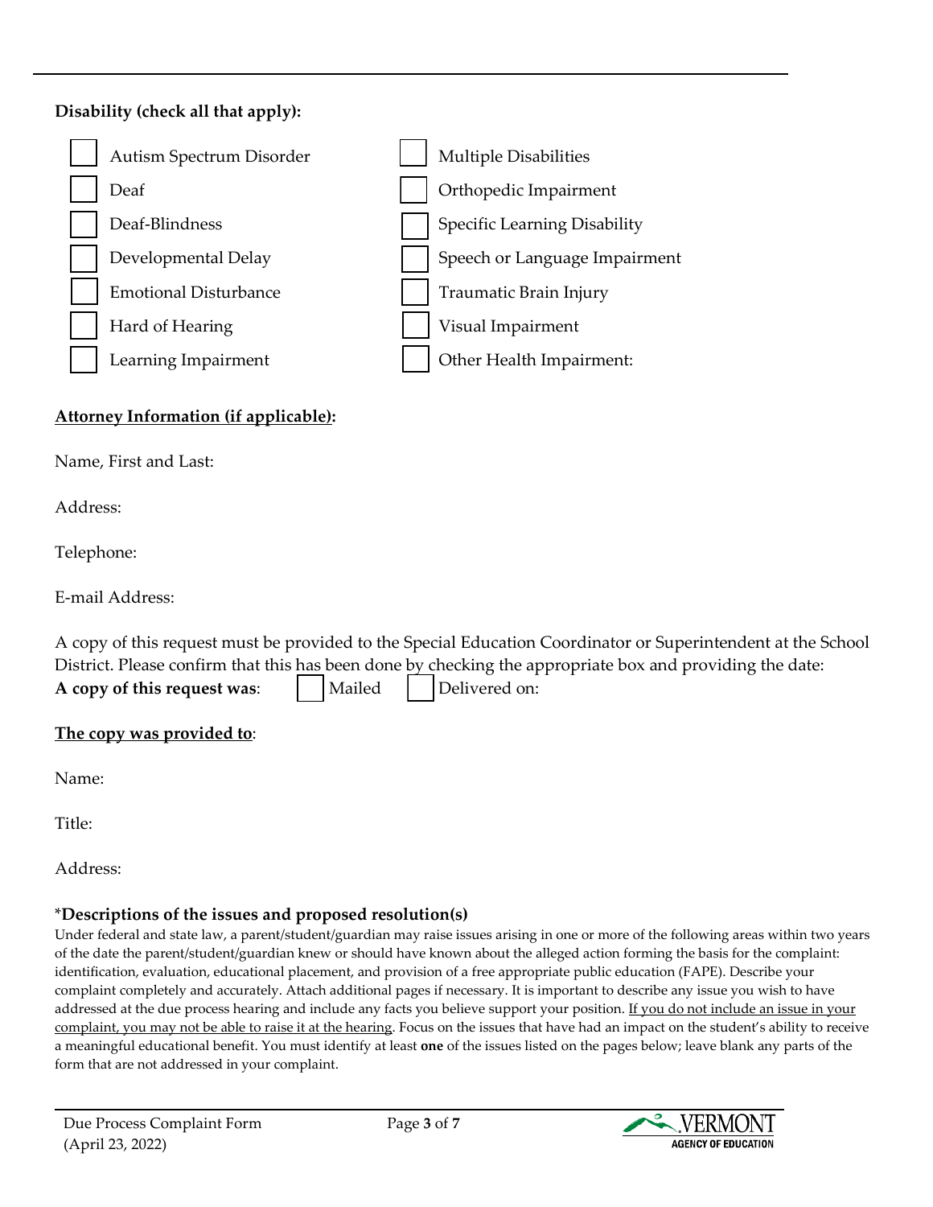**Disability (check all that apply):**

- [ ] Autism Spectrum Disorder
- [ ] Deaf
- [ ] Deaf-Blindness
- [ ] Developmental Delay
- [ ] Emotional Disturbance
- [ ] Hard of Hearing
- [ ] Learning Impairment
- [ ] Multiple Disabilities
- [ ] Orthopedic Impairment
- [ ] Specific Learning Disability
- [ ] Speech or Language Impairment
- [ ] Traumatic Brain Injury
- [ ] Visual Impairment
- [ ] Other Health Impairment:

**Attorney Information (if applicable):**

Name, First and Last:

Address:

Telephone:

E-mail Address:

A copy of this request must be provided to the Special Education Coordinator or Superintendent at the School District. Please confirm that this has been done by checking the appropriate box and providing the date:

**A copy of this request was**: [ ] Mailed [ ] Delivered on:

**The copy was provided to**:

Name:

Title:

Address:

### *Descriptions of the issues and proposed resolution(s)

Under federal and state law, a parent/student/guardian may raise issues arising in one or more of the following areas within two years of the date the parent/student/guardian knew or should have known about the alleged action forming the basis for the complaint: identification, evaluation, educational placement, and provision of a free appropriate public education (FAPE). Describe your complaint completely and accurately. Attach additional pages if necessary. It is important to describe any issue you wish to have addressed at the due process hearing and include any facts you believe support your position. If you do not include an issue in your complaint, you may not be able to raise it at the hearing. Focus on the issues that have had an impact on the student's ability to receive a meaningful educational benefit. You must identify at least **one** of the issues listed on the pages below; leave blank any parts of the form that are not addressed in your complaint.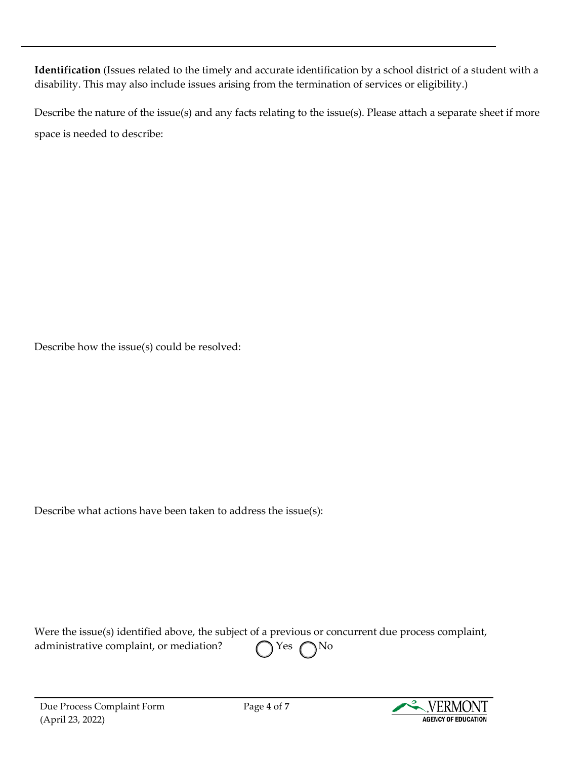**Identification** (Issues related to the timely and accurate identification by a school district of a student with a disability. This may also include issues arising from the termination of services or eligibility.)

Describe the nature of the issue(s) and any facts relating to the issue(s). Please attach a separate sheet if more space is needed to describe:

Describe how the issue(s) could be resolved:

Describe what actions have been taken to address the issue(s):

Were the issue(s) identified above, the subject of a previous or concurrent due process complaint, administrative complaint, or mediation? ◯ Yes ◯ No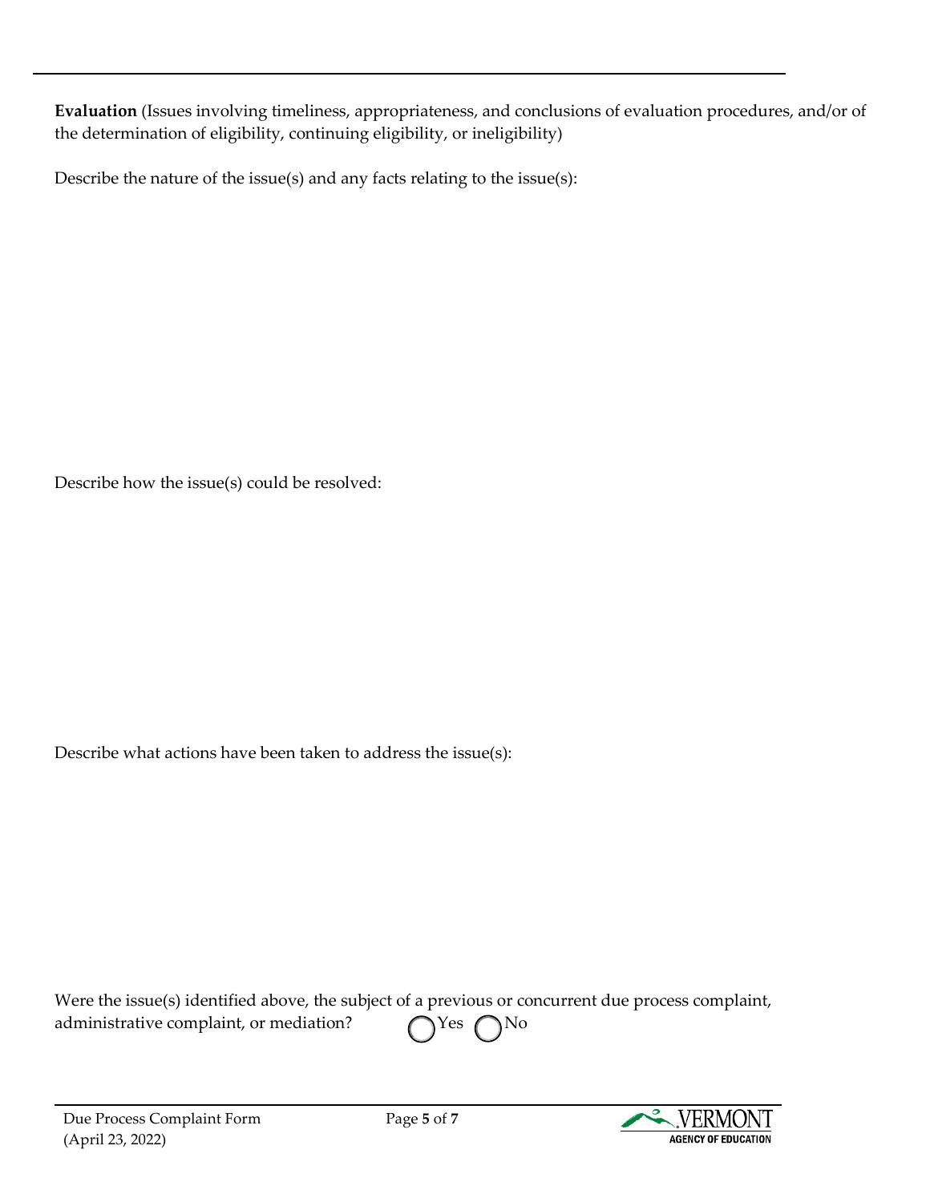**Evaluation** (Issues involving timeliness, appropriateness, and conclusions of evaluation procedures, and/or of the determination of eligibility, continuing eligibility, or ineligibility)

Describe the nature of the issue(s) and any facts relating to the issue(s):

Describe how the issue(s) could be resolved:

Describe what actions have been taken to address the issue(s):

Were the issue(s) identified above, the subject of a previous or concurrent due process complaint, administrative complaint, or mediation? ◯ Yes ◯ No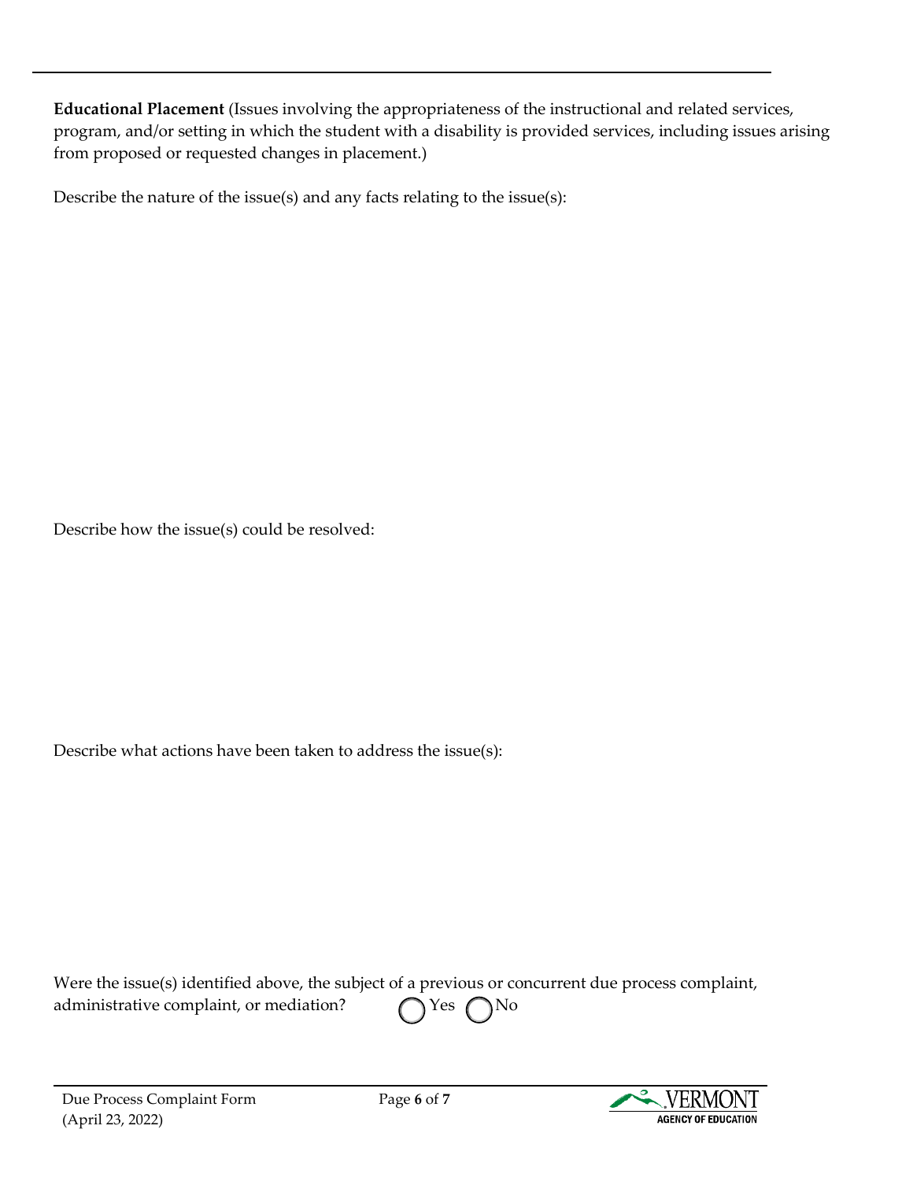**Educational Placement** (Issues involving the appropriateness of the instructional and related services, program, and/or setting in which the student with a disability is provided services, including issues arising from proposed or requested changes in placement.)

Describe the nature of the issue(s) and any facts relating to the issue(s):

Describe how the issue(s) could be resolved:

Describe what actions have been taken to address the issue(s):

Were the issue(s) identified above, the subject of a previous or concurrent due process complaint, administrative complaint, or mediation? ◯ Yes ◯ No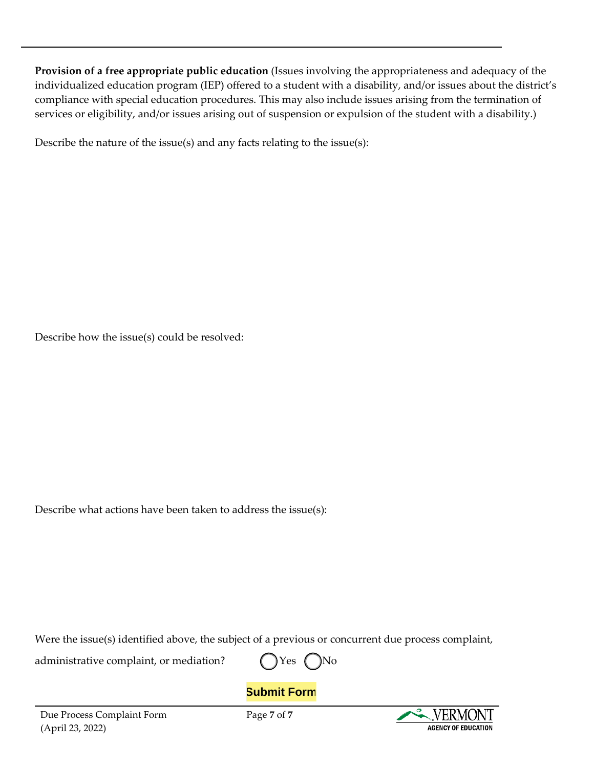**Provision of a free appropriate public education** (Issues involving the appropriateness and adequacy of the individualized education program (IEP) offered to a student with a disability, and/or issues about the district's compliance with special education procedures. This may also include issues arising from the termination of services or eligibility, and/or issues arising out of suspension or expulsion of the student with a disability.)

Describe the nature of the issue(s) and any facts relating to the issue(s):

Describe how the issue(s) could be resolved:

Describe what actions have been taken to address the issue(s):

Were the issue(s) identified above, the subject of a previous or concurrent due process complaint, administrative complaint, or mediation? ◯ Yes ◯ No

**Submit Form**